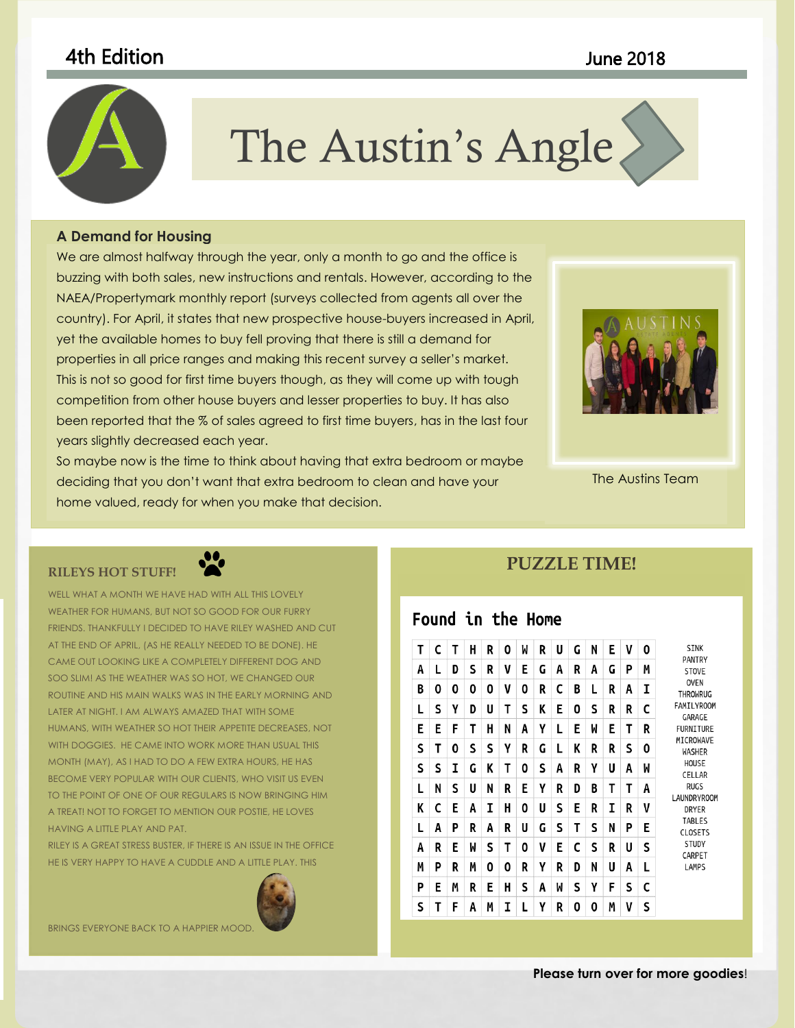4th Edition

June 2018

# The Austin's Angle

## A Demand for Housing

We are almost halfway through the year, only a month to go and the office is buzzing with both sales, new instructions and rentals. However, according to the NAEA/Propertymark monthly report (surveys collected from agents all over the country). For April, it states that new prospective house-buyers increased in April, yet the available homes to buy fell proving that there is still a demand for properties in all price ranges and making this recent survey a seller's market. This is not so good for first time buyers though, as they will come up with tough competition from other house buyers and lesser properties to buy. It has also been reported that the % of sales agreed to first time buyers, has in the last four years slightly decreased each year.

So maybe now is the time to think about having that extra bedroom or maybe deciding that you don't want that extra bedroom to clean and have your home valued, ready for when you make that decision.

The Austins Team

## RILEYS HOT STUFF!

WELL WHAT A MONTH WE HAVE HAD WITH ALL THIS LOVELY WEATHER FOR HUMANS, BUT NOT SO GOOD FOR OUR FURRY FRIENDS. THANKFULLY I DECIDED TO HAVE RILEY WASHED AND CUT AT THE END OF APRIL, (AS HE REALLY NEEDED TO BE DONE). HE CAME OUT LOOKING LIKE A COMPLETELY DIFFERENT DOG AND SOO SLIM! AS THE WEATHER WAS SO HOT, WE CHANGED OUR ROUTINE AND HIS MAIN WALKS WAS IN THE EARLY MORNING AND LATER AT NIGHT. I AM ALWAYS AMAZED THAT WITH SOME HUMANS, WITH WEATHER SO HOT THEIR APPETITE DECREASES, NOT WITH DOGGIES. HE CAME INTO WORK MORE THAN USUAL THIS MONTH (MAY), AS I HAD TO DO A FEW EXTRA HOURS, HE HAS BECOME VERY POPULAR WITH OUR CLIENTS, WHO VISIT US EVEN TO THE POINT OF ONE OF OUR REGULARS IS NOW BRINGING HIM A TREAT! NOT TO FORGET TO MENTION OUR POSTIE, HE LOVES HAVING A LITTLE PLAY AND PAT.

RILEY IS A GREAT STRESS BUSTER, IF THERE IS AN ISSUE IN THE OFFICE HE IS VERY HAPPY TO HAVE A CUDDLE AND A LITTLE PLAY. THIS BRINGS EVERYONE BACK TO A HAPPIER MOOD.

## PUZZLE TIME!

### Found in the Home

```
T C T H R O W R U G N E V O
A L D S R V E G A R A G P M
B O O O O V O R C B L R A I
L S Y D U T S K E O S R R C
E E F T H N A Y L E W E T R
S T O S S Y R G L K R R S O
S S I G K T O S A R Y U A W
L N S U N R E Y R D B T T A
K C E A I H O U S E R I R V
L A P R A R U G S T S N P E
A R E W S T O V E C S R U S
M P R M O O R Y R D N U A L
P E M R E H S A W S Y F S C
S T F A M I L Y R O O M V S
```

SINK
PANTRY
STOVE
OVEN
THROWRUG
FAMILYROOM
GARAGE
FURNITURE
MICROWAVE
WASHER
HOUSE
CELLAR
RUGS
LAUNDRYROOM
DRYER
TABLES
CLOSETS
STUDY
CARPET
LAMPS

**Please turn over for more goodies!**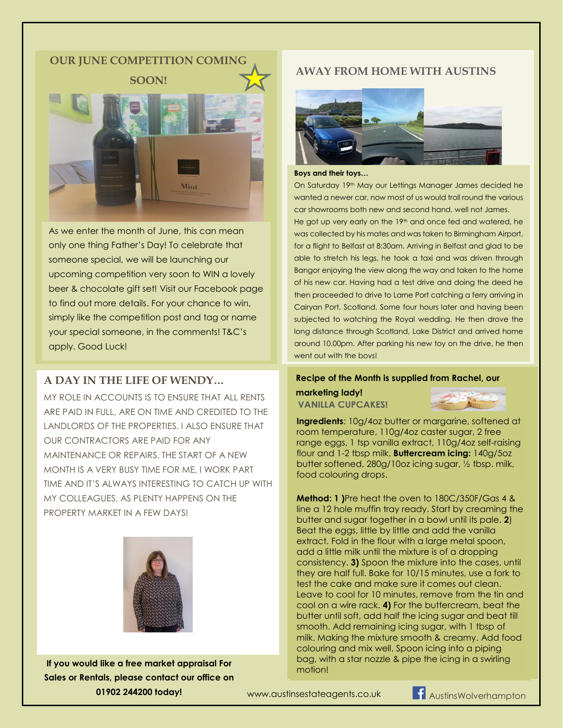## OUR JUNE COMPETITION COMING SOON!

As we enter the month of June, this can mean only one thing Father's Day! To celebrate that someone special, we will be launching our upcoming competition very soon to WIN a lovely beer & chocolate gift set! Visit our Facebook page to find out more details. For your chance to win, simply like the competition post and tag or name your special someone, in the comments! T&C's apply. Good Luck!

## AWAY FROM HOME WITH AUSTINS

**Boys and their toys…**

On Saturday 19th May our Lettings Manager James decided he wanted a newer car, now most of us would troll round the various car showrooms both new and second hand, well not James. He got up very early on the 19th and once fed and watered, he was collected by his mates and was taken to Birmingham Airport, for a flight to Belfast at 8:30am. Arriving in Belfast and glad to be able to stretch his legs, he took a taxi and was driven through Bangor enjoying the view along the way and taken to the home of his new car. Having had a test drive and doing the deed he then proceeded to drive to Larne Port catching a ferry arriving in Cairyan Port, Scotland. Some four hours later and having been subjected to watching the Royal wedding. He then drove the long distance through Scotland, Lake District and arrived home around 10.00pm. After parking his new toy on the drive, he then went out with the boys!

## A DAY IN THE LIFE OF WENDY…

MY ROLE IN ACCOUNTS IS TO ENSURE THAT ALL RENTS ARE PAID IN FULL, ARE ON TIME AND CREDITED TO THE LANDLORDS OF THE PROPERTIES. I ALSO ENSURE THAT OUR CONTRACTORS ARE PAID FOR ANY MAINTENANCE OR REPAIRS. THE START OF A NEW MONTH IS A VERY BUSY TIME FOR ME, I WORK PART TIME AND IT'S ALWAYS INTERESTING TO CATCH UP WITH MY COLLEAGUES, AS PLENTY HAPPENS ON THE PROPERTY MARKET IN A FEW DAYS!

**If you would like a free market appraisal For Sales or Rentals, please contact our office on 01902 244200 today!**

**Recipe of the Month is supplied from Rachel, our marketing lady!**

**VANILLA CUPCAKES!**

**Ingredients**: 10g/4oz butter or margarine, softened at room temperature, 110g/4oz caster sugar, 2 free range eggs, 1 tsp vanilla extract, 110g/4oz self-raising flour and 1-2 tbsp milk. **Buttercream icing:** 140g/5oz butter softened, 280g/10oz icing sugar, ½ tbsp. milk, food colouring drops.

**Method: 1 )**Pre heat the oven to 180C/350F/Gas 4 & line a 12 hole muffin tray ready. Start by creaming the butter and sugar together in a bowl until its pale. **2**) Beat the eggs, little by little and add the vanilla extract. Fold in the flour with a large metal spoon, add a little milk until the mixture is of a dropping consistency. **3)** Spoon the mixture into the cases, until they are half full. Bake for 10/15 minutes, use a fork to test the cake and make sure it comes out clean. Leave to cool for 10 minutes, remove from the tin and cool on a wire rack. **4)** For the buttercream, beat the butter until soft, add half the icing sugar and beat till smooth. Add remaining icing sugar, with 1 tbsp of milk. Making the mixture smooth & creamy. Add food colouring and mix well. Spoon icing into a piping bag, with a star nozzle & pipe the icing in a swirling motion!

www.austinsestateagents.co.uk AustinsWolverhampton